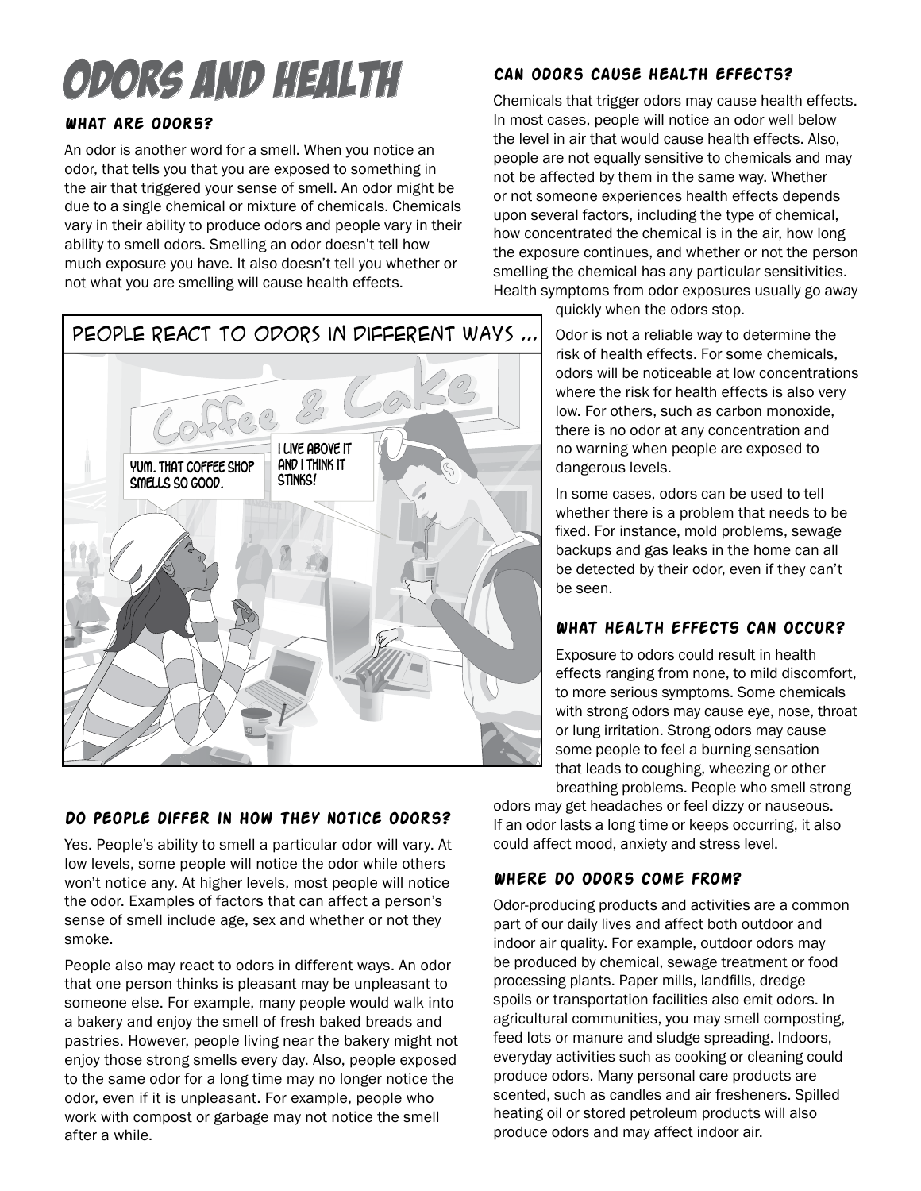# Odors and Health

## What are odors?

An odor is another word for a smell. When you notice an odor, that tells you that you are exposed to something in the air that triggered your sense of smell. An odor might be due to a single chemical or mixture of chemicals. Chemicals vary in their ability to produce odors and people vary in their ability to smell odors. Smelling an odor doesn't tell how much exposure you have. It also doesn't tell you whether or not what you are smelling will cause health effects.

People react to odors in different ways ...

## Do people differ in how they notice odors?

Yes. People's ability to smell a particular odor will vary. At low levels, some people will notice the odor while others won't notice any. At higher levels, most people will notice the odor. Examples of factors that can affect a person's sense of smell include age, sex and whether or not they smoke.

People also may react to odors in different ways. An odor that one person thinks is pleasant may be unpleasant to someone else. For example, many people would walk into a bakery and enjoy the smell of fresh baked breads and pastries. However, people living near the bakery might not enjoy those strong smells every day. Also, people exposed to the same odor for a long time may no longer notice the odor, even if it is unpleasant. For example, people who work with compost or garbage may not notice the smell after a while.

## Can odors cause health effects?

Chemicals that trigger odors may cause health effects. In most cases, people will notice an odor well below the level in air that would cause health effects. Also, people are not equally sensitive to chemicals and may not be affected by them in the same way. Whether or not someone experiences health effects depends upon several factors, including the type of chemical, how concentrated the chemical is in the air, how long the exposure continues, and whether or not the person smelling the chemical has any particular sensitivities. Health symptoms from odor exposures usually go away quickly when the odors stop.

Odor is not a reliable way to determine the risk of health effects. For some chemicals, odors will be noticeable at low concentrations where the risk for health effects is also very low. For others, such as carbon monoxide, there is no odor at any concentration and no warning when people are exposed to dangerous levels.

In some cases, odors can be used to tell whether there is a problem that needs to be fixed. For instance, mold problems, sewage backups and gas leaks in the home can all be detected by their odor, even if they can't be seen.

## What health effects can occur?

Exposure to odors could result in health effects ranging from none, to mild discomfort, to more serious symptoms. Some chemicals with strong odors may cause eye, nose, throat or lung irritation. Strong odors may cause some people to feel a burning sensation that leads to coughing, wheezing or other breathing problems. People who smell strong odors may get headaches or feel dizzy or nauseous. If an odor lasts a long time or keeps occurring, it also could affect mood, anxiety and stress level.

## Where do odors come from?

Odor-producing products and activities are a common part of our daily lives and affect both outdoor and indoor air quality. For example, outdoor odors may be produced by chemical, sewage treatment or food processing plants. Paper mills, landfills, dredge spoils or transportation facilities also emit odors. In agricultural communities, you may smell composting, feed lots or manure and sludge spreading. Indoors, everyday activities such as cooking or cleaning could produce odors. Many personal care products are scented, such as candles and air fresheners. Spilled heating oil or stored petroleum products will also produce odors and may affect indoor air.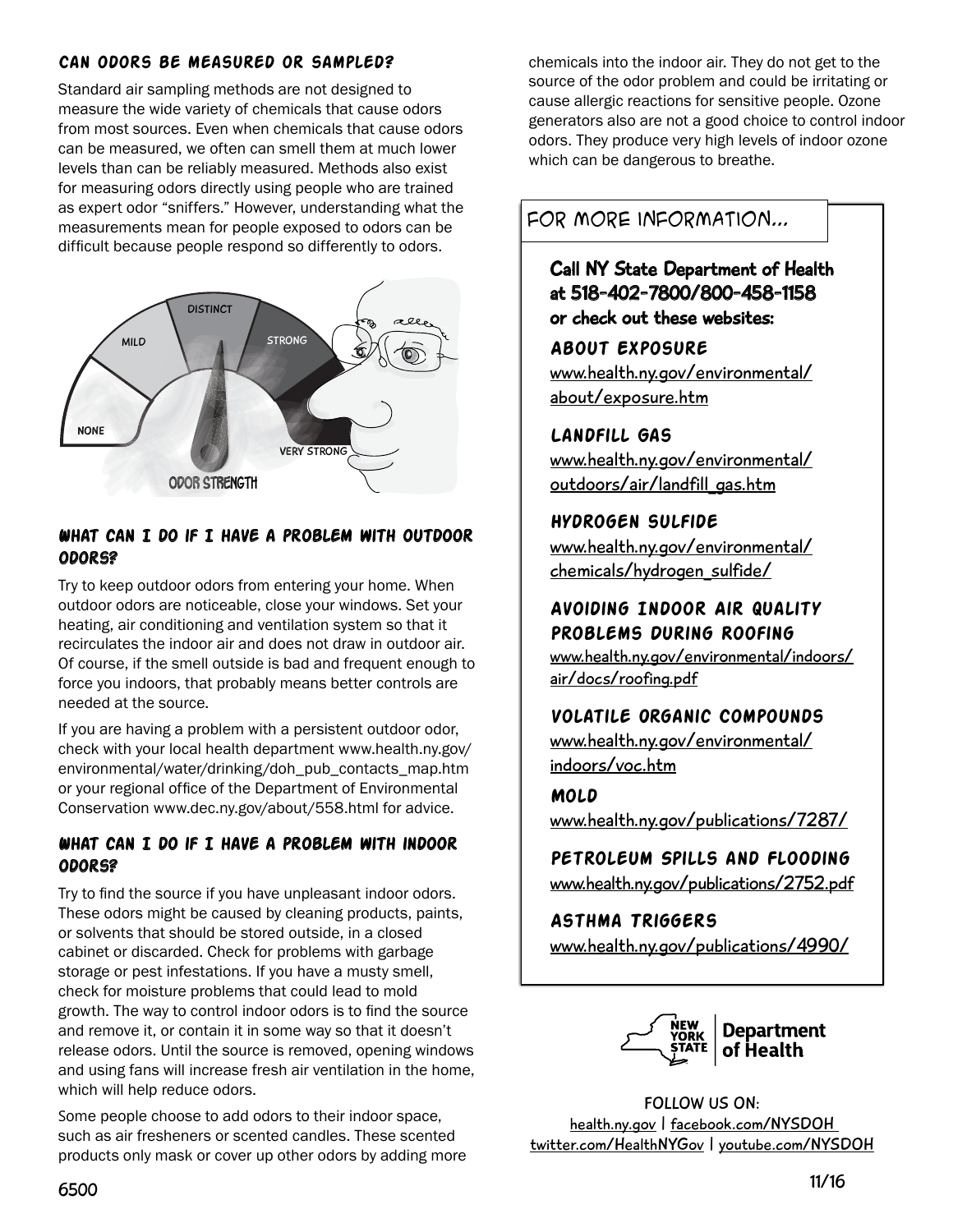### CAN ODORS BE MEASURED OR SAMPLED?

Standard air sampling methods are not designed to measure the wide variety of chemicals that cause odors from most sources. Even when chemicals that cause odors can be measured, we often can smell them at much lower levels than can be reliably measured. Methods also exist for measuring odors directly using people who are trained as expert odor "sniffers." However, understanding what the measurements mean for people exposed to odors can be difficult because people respond so differently to odors.

NONE
MILD
DISTINCT
STRONG
VERY STRONG
ODOR STRENGTH

### WHAT CAN I DO IF I HAVE A PROBLEM WITH OUTDOOR ODORS?

Try to keep outdoor odors from entering your home. When outdoor odors are noticeable, close your windows. Set your heating, air conditioning and ventilation system so that it recirculates the indoor air and does not draw in outdoor air. Of course, if the smell outside is bad and frequent enough to force you indoors, that probably means better controls are needed at the source.

If you are having a problem with a persistent outdoor odor, check with your local health department www.health.ny.gov/environmental/water/drinking/doh_pub_contacts_map.htm or your regional office of the Department of Environmental Conservation www.dec.ny.gov/about/558.html for advice.

### WHAT CAN I DO IF I HAVE A PROBLEM WITH INDOOR ODORS?

Try to find the source if you have unpleasant indoor odors. These odors might be caused by cleaning products, paints, or solvents that should be stored outside, in a closed cabinet or discarded. Check for problems with garbage storage or pest infestations. If you have a musty smell, check for moisture problems that could lead to mold growth. The way to control indoor odors is to find the source and remove it, or contain it in some way so that it doesn't release odors. Until the source is removed, opening windows and using fans will increase fresh air ventilation in the home, which will help reduce odors.

Some people choose to add odors to their indoor space, such as air fresheners or scented candles. These scented products only mask or cover up other odors by adding more chemicals into the indoor air. They do not get to the source of the odor problem and could be irritating or cause allergic reactions for sensitive people. Ozone generators also are not a good choice to control indoor odors. They produce very high levels of indoor ozone which can be dangerous to breathe.

## FOR MORE INFORMATION...

**Call NY State Department of Health at 518-402-7800/800-458-1158 or check out these websites:**

**ABOUT EXPOSURE**
www.health.ny.gov/environmental/about/exposure.htm

**LANDFILL GAS**
www.health.ny.gov/environmental/outdoors/air/landfill_gas.htm

**HYDROGEN SULFIDE**
www.health.ny.gov/environmental/chemicals/hydrogen_sulfide/

**AVOIDING INDOOR AIR QUALITY PROBLEMS DURING ROOFING**
www.health.ny.gov/environmental/indoors/air/docs/roofing.pdf

**VOLATILE ORGANIC COMPOUNDS**
www.health.ny.gov/environmental/indoors/voc.htm

**MOLD**
www.health.ny.gov/publications/7287/

**PETROLEUM SPILLS AND FLOODING**
www.health.ny.gov/publications/2752.pdf

**ASTHMA TRIGGERS**
www.health.ny.gov/publications/4990/

NEW YORK STATE | Department of Health

FOLLOW US ON:
health.ny.gov | facebook.com/NYSDOH
twitter.com/HealthNYGov | youtube.com/NYSDOH

6500

11/16